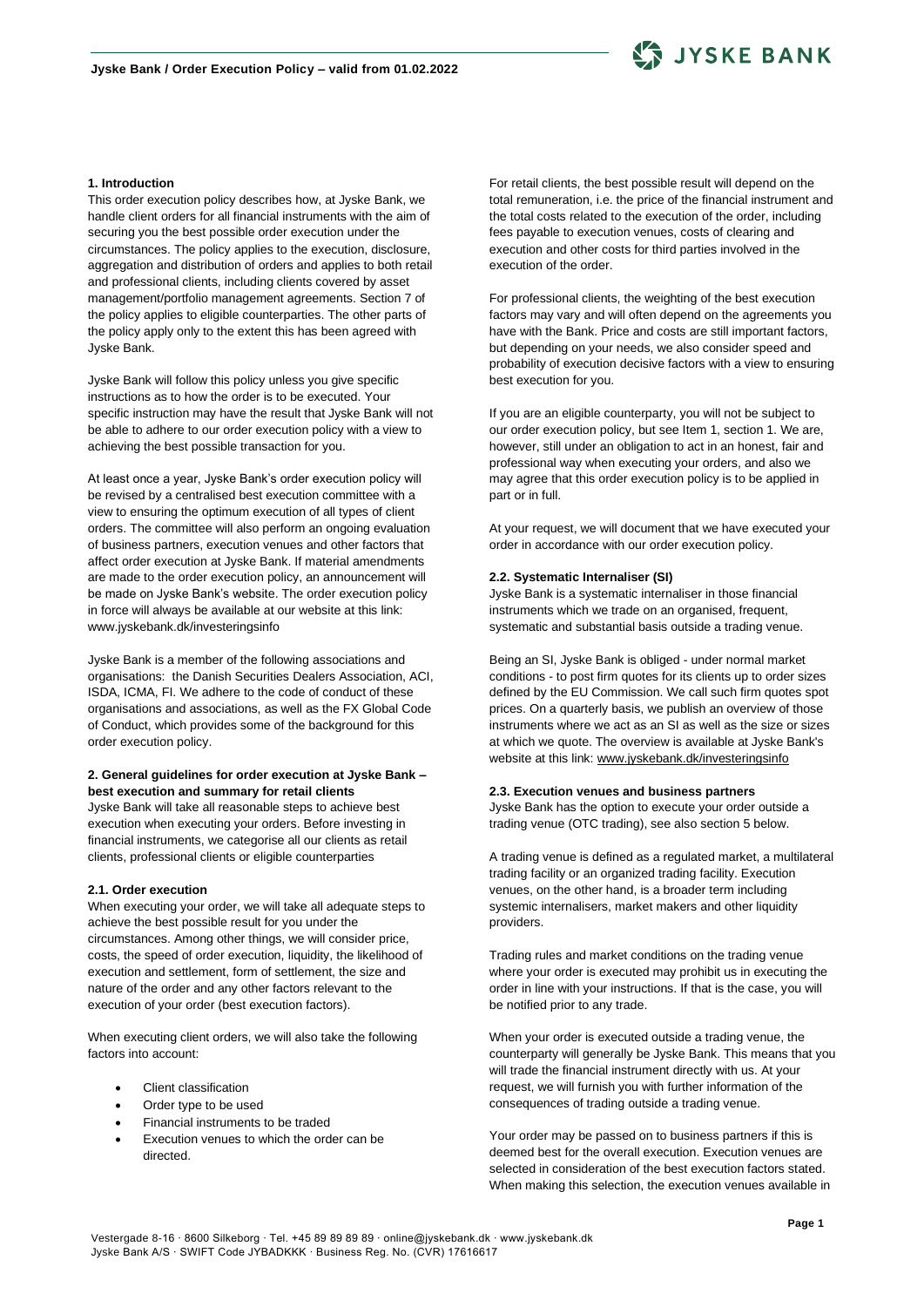## 1. Introduction

This order execution policy describes how, at Jyske Bank, we handle client orders for all financial instruments with the aim of securing you the best possible order execution under the circumstances. The policy applies to the execution, disclosure, aggregation and distribution of orders and applies to both retail and professional clients, including clients covered by asset management/portfolio management agreements. Section 7 of the policy applies to eligible counterparties. The other parts of the policy apply only to the extent this has been agreed with Jyske Bank.

Jyske Bank will follow this policy unless you give specific instructions as to how the order is to be executed. Your specific instruction may have the result that Jyske Bank will not be able to adhere to our order execution policy with a view to achieving the best possible transaction for you.

At least once a year, Jyske Bank's order execution policy will be revised by a centralised best execution committee with a view to ensuring the optimum execution of all types of client orders. The committee will also perform an ongoing evaluation of business partners, execution venues and other factors that affect order execution at Jyske Bank. If material amendments are made to the order execution policy, an announcement will be made on Jyske Bank's website. The order execution policy in force will always be available at our website at this link: www.jyskebank.dk/investeringsinfo

Jyske Bank is a member of the following associations and organisations: the Danish Securities Dealers Association, ACI, ISDA, ICMA, FI. We adhere to the code of conduct of these organisations and associations, as well as the FX Global Code of Conduct, which provides some of the background for this order execution policy.

## 2. General guidelines for order execution at Jyske Bank – best execution and summary for retail clients

Jyske Bank will take all reasonable steps to achieve best execution when executing your orders. Before investing in financial instruments, we categorise all our clients as retail clients, professional clients or eligible counterparties

### 2.1. Order execution

When executing your order, we will take all adequate steps to achieve the best possible result for you under the circumstances. Among other things, we will consider price, costs, the speed of order execution, liquidity, the likelihood of execution and settlement, form of settlement, the size and nature of the order and any other factors relevant to the execution of your order (best execution factors).

When executing client orders, we will also take the following factors into account:

- Client classification
- Order type to be used
- Financial instruments to be traded
- Execution venues to which the order can be directed.

For retail clients, the best possible result will depend on the total remuneration, i.e. the price of the financial instrument and the total costs related to the execution of the order, including fees payable to execution venues, costs of clearing and execution and other costs for third parties involved in the execution of the order.

For professional clients, the weighting of the best execution factors may vary and will often depend on the agreements you have with the Bank. Price and costs are still important factors, but depending on your needs, we also consider speed and probability of execution decisive factors with a view to ensuring best execution for you.

If you are an eligible counterparty, you will not be subject to our order execution policy, but see Item 1, section 1. We are, however, still under an obligation to act in an honest, fair and professional way when executing your orders, and also we may agree that this order execution policy is to be applied in part or in full.

At your request, we will document that we have executed your order in accordance with our order execution policy.

### 2.2. Systematic Internaliser (SI)

Jyske Bank is a systematic internaliser in those financial instruments which we trade on an organised, frequent, systematic and substantial basis outside a trading venue.

Being an SI, Jyske Bank is obliged - under normal market conditions - to post firm quotes for its clients up to order sizes defined by the EU Commission. We call such firm quotes spot prices. On a quarterly basis, we publish an overview of those instruments where we act as an SI as well as the size or sizes at which we quote. The overview is available at Jyske Bank's website at this link: www.jyskebank.dk/investeringsinfo

### 2.3. Execution venues and business partners

Jyske Bank has the option to execute your order outside a trading venue (OTC trading), see also section 5 below.

A trading venue is defined as a regulated market, a multilateral trading facility or an organized trading facility. Execution venues, on the other hand, is a broader term including systemic internalisers, market makers and other liquidity providers.

Trading rules and market conditions on the trading venue where your order is executed may prohibit us in executing the order in line with your instructions. If that is the case, you will be notified prior to any trade.

When your order is executed outside a trading venue, the counterparty will generally be Jyske Bank. This means that you will trade the financial instrument directly with us. At your request, we will furnish you with further information of the consequences of trading outside a trading venue.

Your order may be passed on to business partners if this is deemed best for the overall execution. Execution venues are selected in consideration of the best execution factors stated. When making this selection, the execution venues available in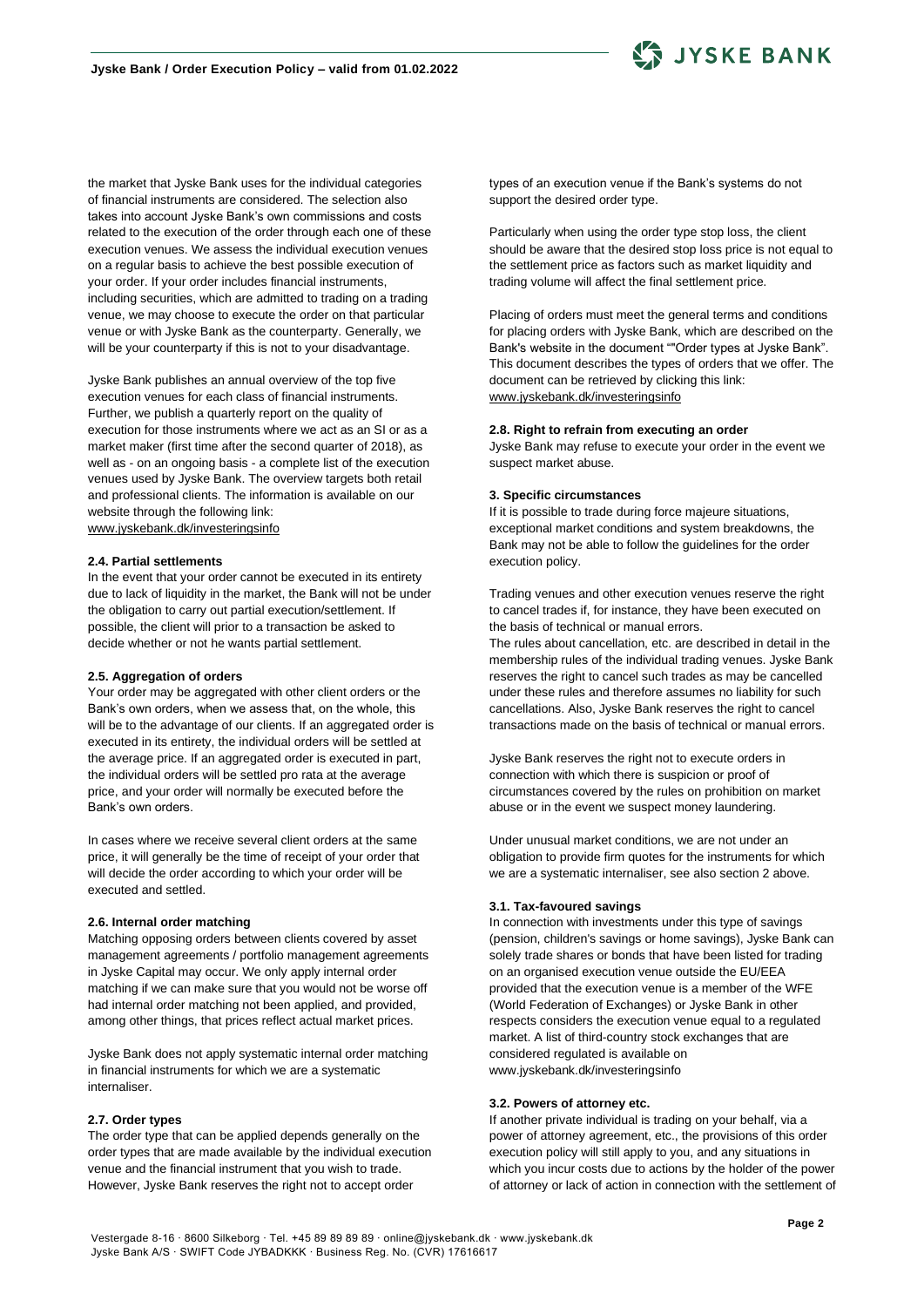the market that Jyske Bank uses for the individual categories of financial instruments are considered. The selection also takes into account Jyske Bank's own commissions and costs related to the execution of the order through each one of these execution venues. We assess the individual execution venues on a regular basis to achieve the best possible execution of your order. If your order includes financial instruments, including securities, which are admitted to trading on a trading venue, we may choose to execute the order on that particular venue or with Jyske Bank as the counterparty. Generally, we will be your counterparty if this is not to your disadvantage.

Jyske Bank publishes an annual overview of the top five execution venues for each class of financial instruments. Further, we publish a quarterly report on the quality of execution for those instruments where we act as an SI or as a market maker (first time after the second quarter of 2018), as well as - on an ongoing basis - a complete list of the execution venues used by Jyske Bank. The overview targets both retail and professional clients. The information is available on our website through the following link:
www.jyskebank.dk/investeringsinfo

#### 2.4. Partial settlements

In the event that your order cannot be executed in its entirety due to lack of liquidity in the market, the Bank will not be under the obligation to carry out partial execution/settlement. If possible, the client will prior to a transaction be asked to decide whether or not he wants partial settlement.

#### 2.5. Aggregation of orders

Your order may be aggregated with other client orders or the Bank's own orders, when we assess that, on the whole, this will be to the advantage of our clients. If an aggregated order is executed in its entirety, the individual orders will be settled at the average price. If an aggregated order is executed in part, the individual orders will be settled pro rata at the average price, and your order will normally be executed before the Bank's own orders.

In cases where we receive several client orders at the same price, it will generally be the time of receipt of your order that will decide the order according to which your order will be executed and settled.

#### 2.6. Internal order matching

Matching opposing orders between clients covered by asset management agreements / portfolio management agreements in Jyske Capital may occur. We only apply internal order matching if we can make sure that you would not be worse off had internal order matching not been applied, and provided, among other things, that prices reflect actual market prices.

Jyske Bank does not apply systematic internal order matching in financial instruments for which we are a systematic internaliser.

#### 2.7. Order types

The order type that can be applied depends generally on the order types that are made available by the individual execution venue and the financial instrument that you wish to trade. However, Jyske Bank reserves the right not to accept order types of an execution venue if the Bank's systems do not support the desired order type.

Particularly when using the order type stop loss, the client should be aware that the desired stop loss price is not equal to the settlement price as factors such as market liquidity and trading volume will affect the final settlement price.

Placing of orders must meet the general terms and conditions for placing orders with Jyske Bank, which are described on the Bank's website in the document ""Order types at Jyske Bank". This document describes the types of orders that we offer. The document can be retrieved by clicking this link:
www.jyskebank.dk/investeringsinfo

#### 2.8. Right to refrain from executing an order

Jyske Bank may refuse to execute your order in the event we suspect market abuse.

### 3. Specific circumstances

If it is possible to trade during force majeure situations, exceptional market conditions and system breakdowns, the Bank may not be able to follow the guidelines for the order execution policy.

Trading venues and other execution venues reserve the right to cancel trades if, for instance, they have been executed on the basis of technical or manual errors.
The rules about cancellation, etc. are described in detail in the membership rules of the individual trading venues. Jyske Bank reserves the right to cancel such trades as may be cancelled under these rules and therefore assumes no liability for such cancellations. Also, Jyske Bank reserves the right to cancel transactions made on the basis of technical or manual errors.

Jyske Bank reserves the right not to execute orders in connection with which there is suspicion or proof of circumstances covered by the rules on prohibition on market abuse or in the event we suspect money laundering.

Under unusual market conditions, we are not under an obligation to provide firm quotes for the instruments for which we are a systematic internaliser, see also section 2 above.

#### 3.1. Tax-favoured savings

In connection with investments under this type of savings (pension, children's savings or home savings), Jyske Bank can solely trade shares or bonds that have been listed for trading on an organised execution venue outside the EU/EEA provided that the execution venue is a member of the WFE (World Federation of Exchanges) or Jyske Bank in other respects considers the execution venue equal to a regulated market. A list of third-country stock exchanges that are considered regulated is available on www.jyskebank.dk/investeringsinfo

#### 3.2. Powers of attorney etc.

If another private individual is trading on your behalf, via a power of attorney agreement, etc., the provisions of this order execution policy will still apply to you, and any situations in which you incur costs due to actions by the holder of the power of attorney or lack of action in connection with the settlement of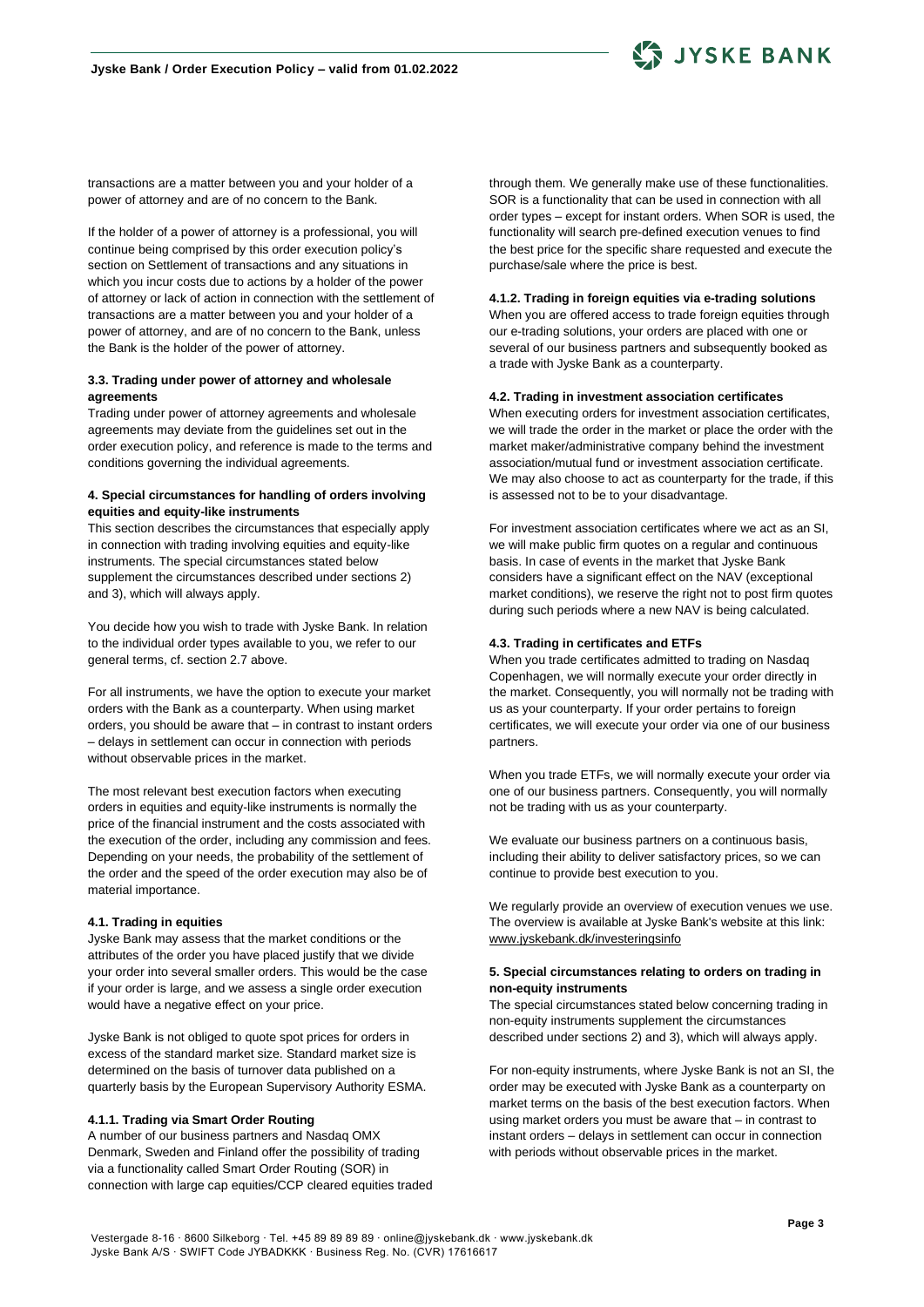transactions are a matter between you and your holder of a power of attorney and are of no concern to the Bank.

If the holder of a power of attorney is a professional, you will continue being comprised by this order execution policy's section on Settlement of transactions and any situations in which you incur costs due to actions by a holder of the power of attorney or lack of action in connection with the settlement of transactions are a matter between you and your holder of a power of attorney, and are of no concern to the Bank, unless the Bank is the holder of the power of attorney.

### 3.3. Trading under power of attorney and wholesale agreements

Trading under power of attorney agreements and wholesale agreements may deviate from the guidelines set out in the order execution policy, and reference is made to the terms and conditions governing the individual agreements.

## 4. Special circumstances for handling of orders involving equities and equity-like instruments

This section describes the circumstances that especially apply in connection with trading involving equities and equity-like instruments. The special circumstances stated below supplement the circumstances described under sections 2) and 3), which will always apply.

You decide how you wish to trade with Jyske Bank. In relation to the individual order types available to you, we refer to our general terms, cf. section 2.7 above.

For all instruments, we have the option to execute your market orders with the Bank as a counterparty. When using market orders, you should be aware that – in contrast to instant orders – delays in settlement can occur in connection with periods without observable prices in the market.

The most relevant best execution factors when executing orders in equities and equity-like instruments is normally the price of the financial instrument and the costs associated with the execution of the order, including any commission and fees. Depending on your needs, the probability of the settlement of the order and the speed of the order execution may also be of material importance.

### 4.1. Trading in equities

Jyske Bank may assess that the market conditions or the attributes of the order you have placed justify that we divide your order into several smaller orders. This would be the case if your order is large, and we assess a single order execution would have a negative effect on your price.

Jyske Bank is not obliged to quote spot prices for orders in excess of the standard market size. Standard market size is determined on the basis of turnover data published on a quarterly basis by the European Supervisory Authority ESMA.

#### 4.1.1. Trading via Smart Order Routing

A number of our business partners and Nasdaq OMX Denmark, Sweden and Finland offer the possibility of trading via a functionality called Smart Order Routing (SOR) in connection with large cap equities/CCP cleared equities traded through them. We generally make use of these functionalities. SOR is a functionality that can be used in connection with all order types – except for instant orders. When SOR is used, the functionality will search pre-defined execution venues to find the best price for the specific share requested and execute the purchase/sale where the price is best.

#### 4.1.2. Trading in foreign equities via e-trading solutions

When you are offered access to trade foreign equities through our e-trading solutions, your orders are placed with one or several of our business partners and subsequently booked as a trade with Jyske Bank as a counterparty.

### 4.2. Trading in investment association certificates

When executing orders for investment association certificates, we will trade the order in the market or place the order with the market maker/administrative company behind the investment association/mutual fund or investment association certificate. We may also choose to act as counterparty for the trade, if this is assessed not to be to your disadvantage.

For investment association certificates where we act as an SI, we will make public firm quotes on a regular and continuous basis. In case of events in the market that Jyske Bank considers have a significant effect on the NAV (exceptional market conditions), we reserve the right not to post firm quotes during such periods where a new NAV is being calculated.

### 4.3. Trading in certificates and ETFs

When you trade certificates admitted to trading on Nasdaq Copenhagen, we will normally execute your order directly in the market. Consequently, you will normally not be trading with us as your counterparty. If your order pertains to foreign certificates, we will execute your order via one of our business partners.

When you trade ETFs, we will normally execute your order via one of our business partners. Consequently, you will normally not be trading with us as your counterparty.

We evaluate our business partners on a continuous basis, including their ability to deliver satisfactory prices, so we can continue to provide best execution to you.

We regularly provide an overview of execution venues we use. The overview is available at Jyske Bank's website at this link: www.jyskebank.dk/investeringsinfo

## 5. Special circumstances relating to orders on trading in non-equity instruments

The special circumstances stated below concerning trading in non-equity instruments supplement the circumstances described under sections 2) and 3), which will always apply.

For non-equity instruments, where Jyske Bank is not an SI, the order may be executed with Jyske Bank as a counterparty on market terms on the basis of the best execution factors. When using market orders you must be aware that – in contrast to instant orders – delays in settlement can occur in connection with periods without observable prices in the market.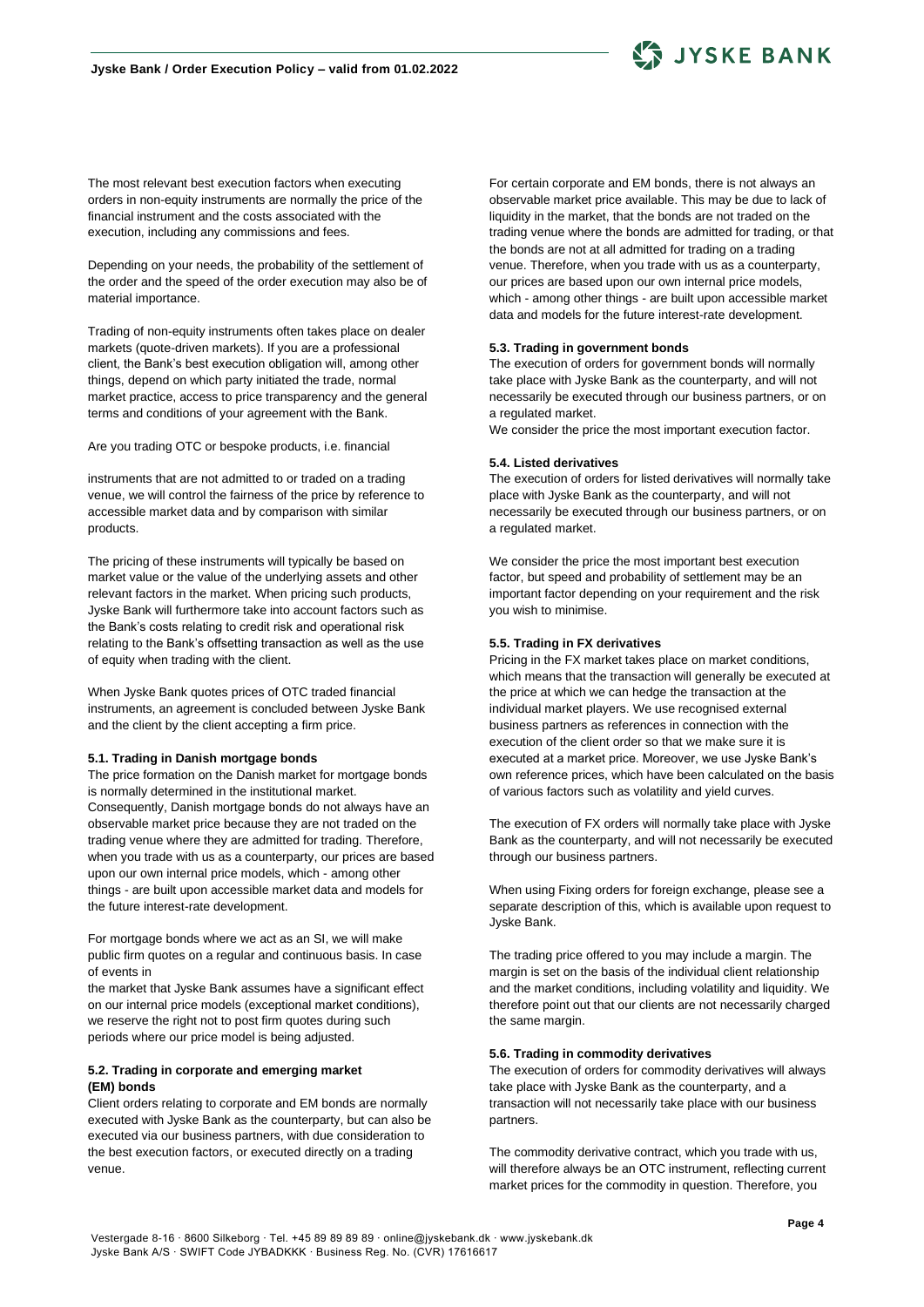The most relevant best execution factors when executing orders in non-equity instruments are normally the price of the financial instrument and the costs associated with the execution, including any commissions and fees.

Depending on your needs, the probability of the settlement of the order and the speed of the order execution may also be of material importance.

Trading of non-equity instruments often takes place on dealer markets (quote-driven markets). If you are a professional client, the Bank's best execution obligation will, among other things, depend on which party initiated the trade, normal market practice, access to price transparency and the general terms and conditions of your agreement with the Bank.

Are you trading OTC or bespoke products, i.e. financial instruments that are not admitted to or traded on a trading venue, we will control the fairness of the price by reference to accessible market data and by comparison with similar products.

The pricing of these instruments will typically be based on market value or the value of the underlying assets and other relevant factors in the market. When pricing such products, Jyske Bank will furthermore take into account factors such as the Bank's costs relating to credit risk and operational risk relating to the Bank's offsetting transaction as well as the use of equity when trading with the client.

When Jyske Bank quotes prices of OTC traded financial instruments, an agreement is concluded between Jyske Bank and the client by the client accepting a firm price.

### 5.1. Trading in Danish mortgage bonds

The price formation on the Danish market for mortgage bonds is normally determined in the institutional market. Consequently, Danish mortgage bonds do not always have an observable market price because they are not traded on the trading venue where they are admitted for trading. Therefore, when you trade with us as a counterparty, our prices are based upon our own internal price models, which - among other things - are built upon accessible market data and models for the future interest-rate development.

For mortgage bonds where we act as an SI, we will make public firm quotes on a regular and continuous basis. In case of events in the market that Jyske Bank assumes have a significant effect on our internal price models (exceptional market conditions), we reserve the right not to post firm quotes during such periods where our price model is being adjusted.

### 5.2. Trading in corporate and emerging market (EM) bonds

Client orders relating to corporate and EM bonds are normally executed with Jyske Bank as the counterparty, but can also be executed via our business partners, with due consideration to the best execution factors, or executed directly on a trading venue.

For certain corporate and EM bonds, there is not always an observable market price available. This may be due to lack of liquidity in the market, that the bonds are not traded on the trading venue where the bonds are admitted for trading, or that the bonds are not at all admitted for trading on a trading venue. Therefore, when you trade with us as a counterparty, our prices are based upon our own internal price models, which - among other things - are built upon accessible market data and models for the future interest-rate development.

### 5.3. Trading in government bonds

The execution of orders for government bonds will normally take place with Jyske Bank as the counterparty, and will not necessarily be executed through our business partners, or on a regulated market.
We consider the price the most important execution factor.

### 5.4. Listed derivatives

The execution of orders for listed derivatives will normally take place with Jyske Bank as the counterparty, and will not necessarily be executed through our business partners, or on a regulated market.

We consider the price the most important best execution factor, but speed and probability of settlement may be an important factor depending on your requirement and the risk you wish to minimise.

### 5.5. Trading in FX derivatives

Pricing in the FX market takes place on market conditions, which means that the transaction will generally be executed at the price at which we can hedge the transaction at the individual market players. We use recognised external business partners as references in connection with the execution of the client order so that we make sure it is executed at a market price. Moreover, we use Jyske Bank's own reference prices, which have been calculated on the basis of various factors such as volatility and yield curves.

The execution of FX orders will normally take place with Jyske Bank as the counterparty, and will not necessarily be executed through our business partners.

When using Fixing orders for foreign exchange, please see a separate description of this, which is available upon request to Jyske Bank.

The trading price offered to you may include a margin. The margin is set on the basis of the individual client relationship and the market conditions, including volatility and liquidity. We therefore point out that our clients are not necessarily charged the same margin.

### 5.6. Trading in commodity derivatives

The execution of orders for commodity derivatives will always take place with Jyske Bank as the counterparty, and a transaction will not necessarily take place with our business partners.

The commodity derivative contract, which you trade with us, will therefore always be an OTC instrument, reflecting current market prices for the commodity in question. Therefore, you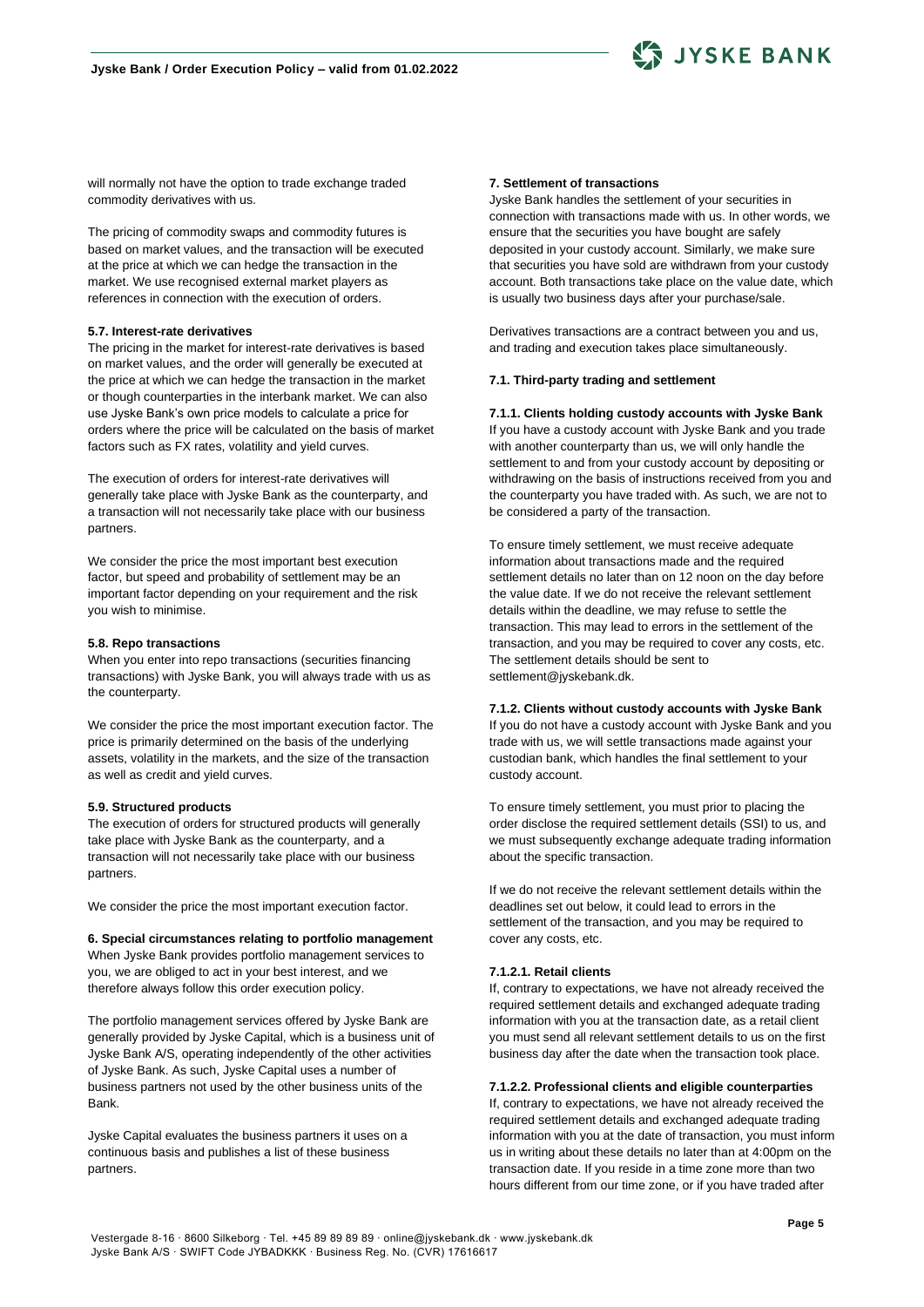will normally not have the option to trade exchange traded commodity derivatives with us.

The pricing of commodity swaps and commodity futures is based on market values, and the transaction will be executed at the price at which we can hedge the transaction in the market. We use recognised external market players as references in connection with the execution of orders.

#### 5.7. Interest-rate derivatives

The pricing in the market for interest-rate derivatives is based on market values, and the order will generally be executed at the price at which we can hedge the transaction in the market or though counterparties in the interbank market. We can also use Jyske Bank's own price models to calculate a price for orders where the price will be calculated on the basis of market factors such as FX rates, volatility and yield curves.

The execution of orders for interest-rate derivatives will generally take place with Jyske Bank as the counterparty, and a transaction will not necessarily take place with our business partners.

We consider the price the most important best execution factor, but speed and probability of settlement may be an important factor depending on your requirement and the risk you wish to minimise.

#### 5.8. Repo transactions

When you enter into repo transactions (securities financing transactions) with Jyske Bank, you will always trade with us as the counterparty.

We consider the price the most important execution factor. The price is primarily determined on the basis of the underlying assets, volatility in the markets, and the size of the transaction as well as credit and yield curves.

#### 5.9. Structured products

The execution of orders for structured products will generally take place with Jyske Bank as the counterparty, and a transaction will not necessarily take place with our business partners.

We consider the price the most important execution factor.

### 6. Special circumstances relating to portfolio management

When Jyske Bank provides portfolio management services to you, we are obliged to act in your best interest, and we therefore always follow this order execution policy.

The portfolio management services offered by Jyske Bank are generally provided by Jyske Capital, which is a business unit of Jyske Bank A/S, operating independently of the other activities of Jyske Bank. As such, Jyske Capital uses a number of business partners not used by the other business units of the Bank.

Jyske Capital evaluates the business partners it uses on a continuous basis and publishes a list of these business partners.

### 7. Settlement of transactions

Jyske Bank handles the settlement of your securities in connection with transactions made with us. In other words, we ensure that the securities you have bought are safely deposited in your custody account. Similarly, we make sure that securities you have sold are withdrawn from your custody account. Both transactions take place on the value date, which is usually two business days after your purchase/sale.

Derivatives transactions are a contract between you and us, and trading and execution takes place simultaneously.

#### 7.1. Third-party trading and settlement

##### 7.1.1. Clients holding custody accounts with Jyske Bank

If you have a custody account with Jyske Bank and you trade with another counterparty than us, we will only handle the settlement to and from your custody account by depositing or withdrawing on the basis of instructions received from you and the counterparty you have traded with. As such, we are not to be considered a party of the transaction.

To ensure timely settlement, we must receive adequate information about transactions made and the required settlement details no later than on 12 noon on the day before the value date. If we do not receive the relevant settlement details within the deadline, we may refuse to settle the transaction. This may lead to errors in the settlement of the transaction, and you may be required to cover any costs, etc. The settlement details should be sent to settlement@jyskebank.dk.

##### 7.1.2. Clients without custody accounts with Jyske Bank

If you do not have a custody account with Jyske Bank and you trade with us, we will settle transactions made against your custodian bank, which handles the final settlement to your custody account.

To ensure timely settlement, you must prior to placing the order disclose the required settlement details (SSI) to us, and we must subsequently exchange adequate trading information about the specific transaction.

If we do not receive the relevant settlement details within the deadlines set out below, it could lead to errors in the settlement of the transaction, and you may be required to cover any costs, etc.

###### 7.1.2.1. Retail clients

If, contrary to expectations, we have not already received the required settlement details and exchanged adequate trading information with you at the transaction date, as a retail client you must send all relevant settlement details to us on the first business day after the date when the transaction took place.

###### 7.1.2.2. Professional clients and eligible counterparties

If, contrary to expectations, we have not already received the required settlement details and exchanged adequate trading information with you at the date of transaction, you must inform us in writing about these details no later than at 4:00pm on the transaction date. If you reside in a time zone more than two hours different from our time zone, or if you have traded after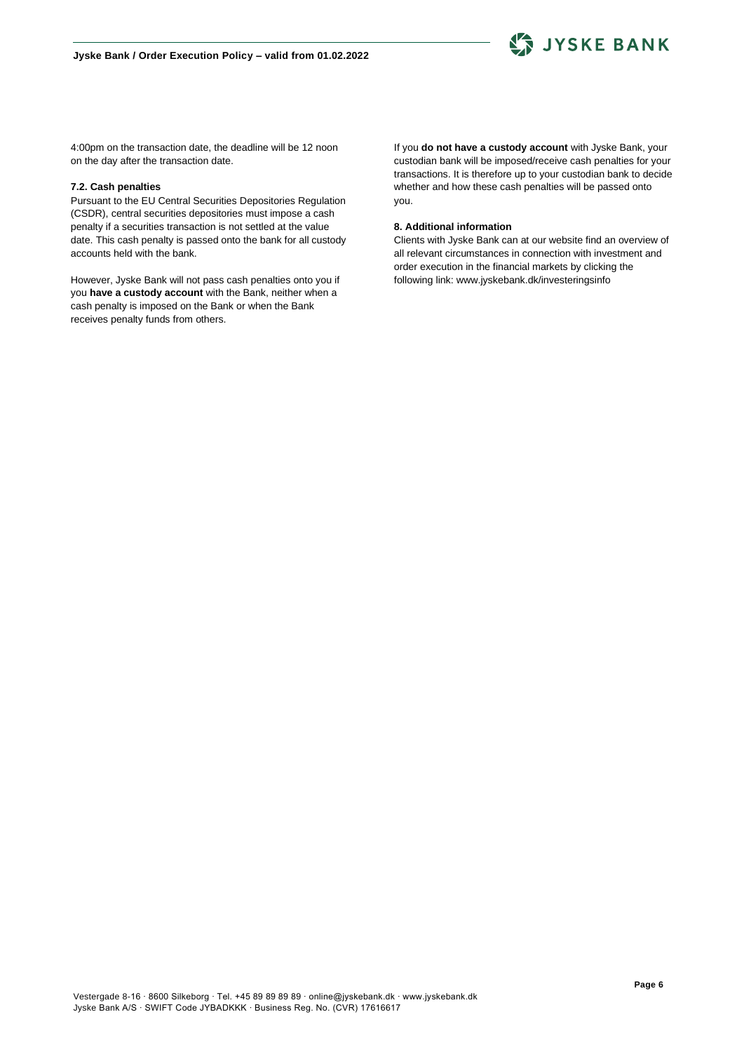4:00pm on the transaction date, the deadline will be 12 noon on the day after the transaction date.

### 7.2. Cash penalties

Pursuant to the EU Central Securities Depositories Regulation (CSDR), central securities depositories must impose a cash penalty if a securities transaction is not settled at the value date. This cash penalty is passed onto the bank for all custody accounts held with the bank.

However, Jyske Bank will not pass cash penalties onto you if you **have a custody account** with the Bank, neither when a cash penalty is imposed on the Bank or when the Bank receives penalty funds from others.

If you **do not have a custody account** with Jyske Bank, your custodian bank will be imposed/receive cash penalties for your transactions. It is therefore up to your custodian bank to decide whether and how these cash penalties will be passed onto you.

### 8. Additional information

Clients with Jyske Bank can at our website find an overview of all relevant circumstances in connection with investment and order execution in the financial markets by clicking the following link: www.jyskebank.dk/investeringsinfo

Vestergade 8-16 · 8600 Silkeborg · Tel. +45 89 89 89 89 · online@jyskebank.dk · www.jyskebank.dk
Jyske Bank A/S · SWIFT Code JYBADKKK · Business Reg. No. (CVR) 17616617